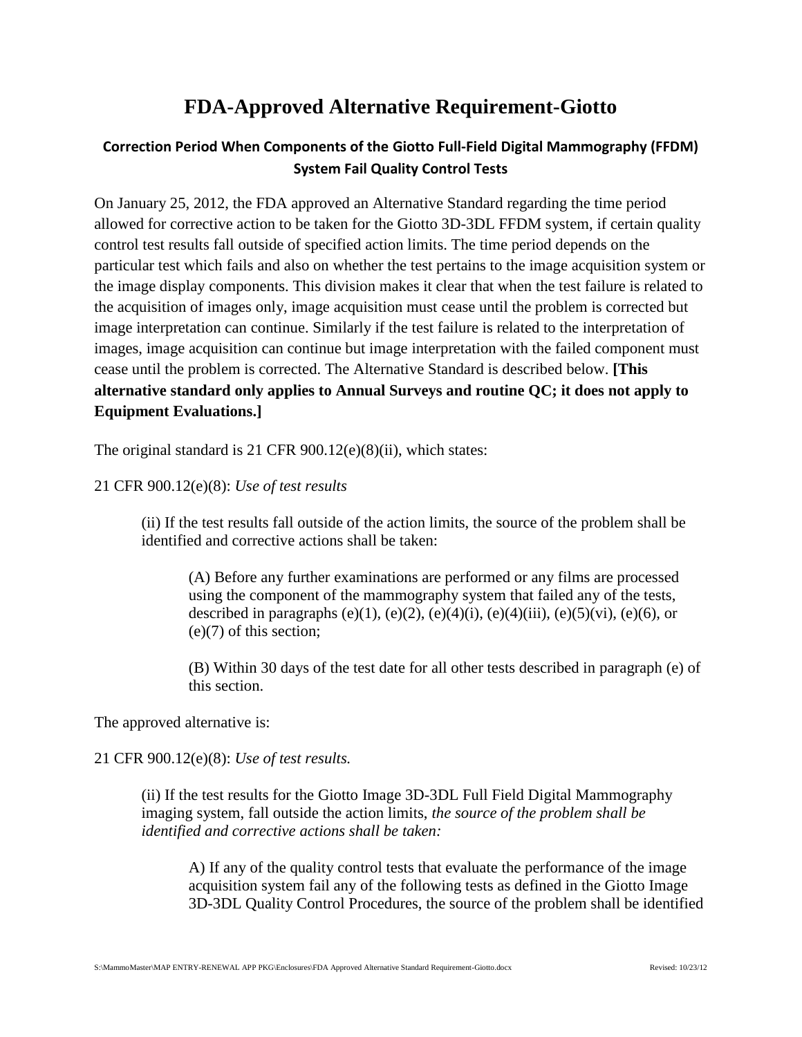# FDA-Approved Alternative Requirement-Giotto

## Correction Period When Components of the Giotto Full-Field Digital Mammography (FFDM) System Fail Quality Control Tests

On January 25, 2012, the FDA approved an Alternative Standard regarding the time period allowed for corrective action to be taken for the Giotto 3D-3DL FFDM system, if certain quality control test results fall outside of specified action limits. The time period depends on the particular test which fails and also on whether the test pertains to the image acquisition system or the image display components. This division makes it clear that when the test failure is related to the acquisition of images only, image acquisition must cease until the problem is corrected but image interpretation can continue. Similarly if the test failure is related to the interpretation of images, image acquisition can continue but image interpretation with the failed component must cease until the problem is corrected. The Alternative Standard is described below. **[This alternative standard only applies to Annual Surveys and routine QC; it does not apply to Equipment Evaluations.]**

The original standard is 21 CFR 900.12(e)(8)(ii), which states:

21 CFR 900.12(e)(8): *Use of test results*

> (ii) If the test results fall outside of the action limits, the source of the problem shall be identified and corrective actions shall be taken:
>
> > (A) Before any further examinations are performed or any films are processed using the component of the mammography system that failed any of the tests, described in paragraphs (e)(1), (e)(2), (e)(4)(i), (e)(4)(iii), (e)(5)(vi), (e)(6), or (e)(7) of this section;
> >
> > (B) Within 30 days of the test date for all other tests described in paragraph (e) of this section.

The approved alternative is:

21 CFR 900.12(e)(8): *Use of test results.*

> (ii) If the test results for the Giotto Image 3D-3DL Full Field Digital Mammography imaging system, fall outside the action limits, *the source of the problem shall be identified and corrective actions shall be taken:*
>
> > A) If any of the quality control tests that evaluate the performance of the image acquisition system fail any of the following tests as defined in the Giotto Image 3D-3DL Quality Control Procedures, the source of the problem shall be identified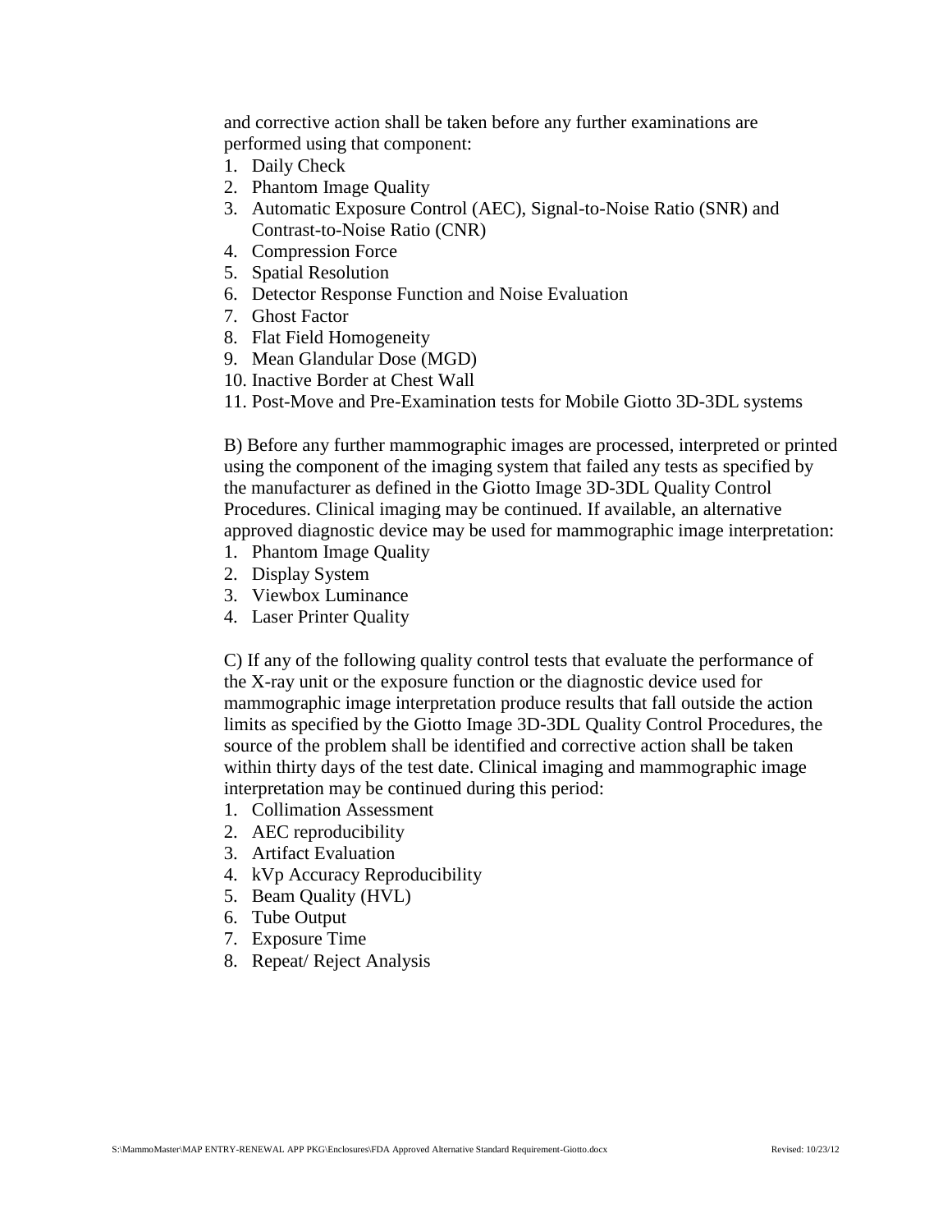and corrective action shall be taken before any further examinations are performed using that component:

1. Daily Check
2. Phantom Image Quality
3. Automatic Exposure Control (AEC), Signal-to-Noise Ratio (SNR) and Contrast-to-Noise Ratio (CNR)
4. Compression Force
5. Spatial Resolution
6. Detector Response Function and Noise Evaluation
7. Ghost Factor
8. Flat Field Homogeneity
9. Mean Glandular Dose (MGD)
10. Inactive Border at Chest Wall
11. Post-Move and Pre-Examination tests for Mobile Giotto 3D-3DL systems

B) Before any further mammographic images are processed, interpreted or printed using the component of the imaging system that failed any tests as specified by the manufacturer as defined in the Giotto Image 3D-3DL Quality Control Procedures. Clinical imaging may be continued. If available, an alternative approved diagnostic device may be used for mammographic image interpretation:

1. Phantom Image Quality
2. Display System
3. Viewbox Luminance
4. Laser Printer Quality

C) If any of the following quality control tests that evaluate the performance of the X-ray unit or the exposure function or the diagnostic device used for mammographic image interpretation produce results that fall outside the action limits as specified by the Giotto Image 3D-3DL Quality Control Procedures, the source of the problem shall be identified and corrective action shall be taken within thirty days of the test date. Clinical imaging and mammographic image interpretation may be continued during this period:

1. Collimation Assessment
2. AEC reproducibility
3. Artifact Evaluation
4. kVp Accuracy Reproducibility
5. Beam Quality (HVL)
6. Tube Output
7. Exposure Time
8. Repeat/ Reject Analysis